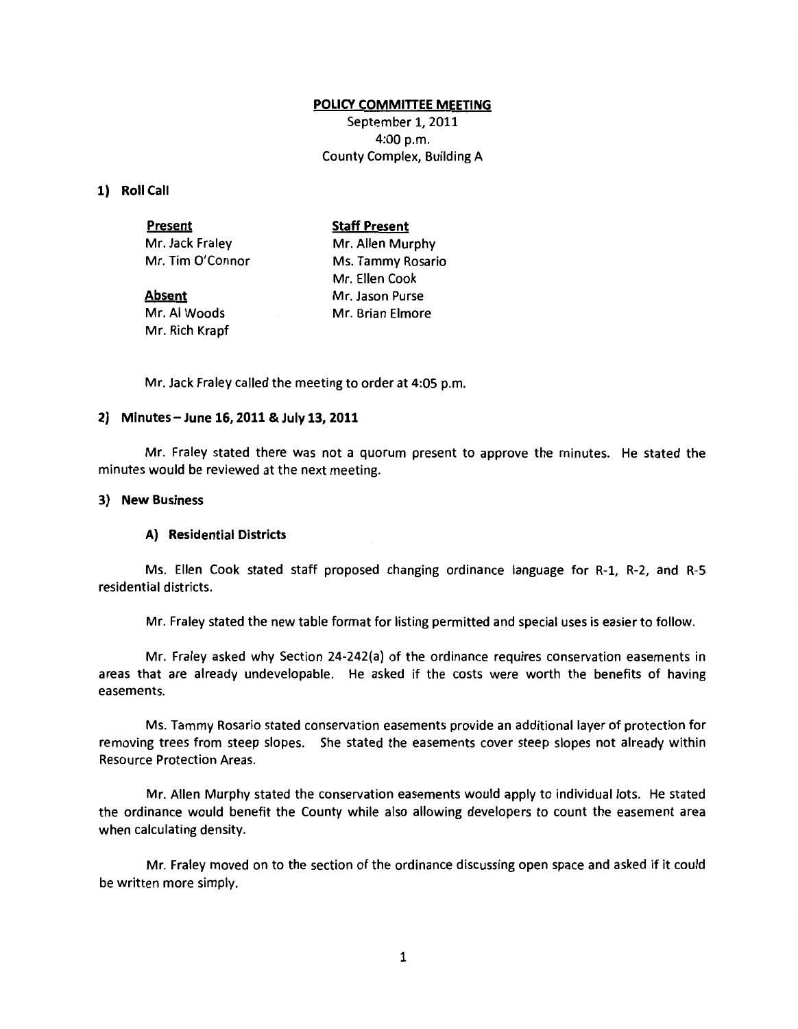**POLICY COMMITTEE MEETING**

September 1, 2011
4:00 p.m.
County Complex, Building A

**1) Roll Call**

| **Present** | **Staff Present** |
|---|---|
| Mr. Jack Fraley | Mr. Allen Murphy |
| Mr. Tim O'Connor | Ms. Tammy Rosario |
| | Mr. Ellen Cook |
| **Absent** | Mr. Jason Purse |
| Mr. Al Woods | Mr. Brian Elmore |
| Mr. Rich Krapf | |

Mr. Jack Fraley called the meeting to order at 4:05 p.m.

**2) Minutes – June 16, 2011 & July 13, 2011**

Mr. Fraley stated there was not a quorum present to approve the minutes. He stated the minutes would be reviewed at the next meeting.

**3) New Business**

**A) Residential Districts**

Ms. Ellen Cook stated staff proposed changing ordinance language for R-1, R-2, and R-5 residential districts.

Mr. Fraley stated the new table format for listing permitted and special uses is easier to follow.

Mr. Fraley asked why Section 24-242(a) of the ordinance requires conservation easements in areas that are already undevelopable. He asked if the costs were worth the benefits of having easements.

Ms. Tammy Rosario stated conservation easements provide an additional layer of protection for removing trees from steep slopes. She stated the easements cover steep slopes not already within Resource Protection Areas.

Mr. Allen Murphy stated the conservation easements would apply to individual lots. He stated the ordinance would benefit the County while also allowing developers to count the easement area when calculating density.

Mr. Fraley moved on to the section of the ordinance discussing open space and asked if it could be written more simply.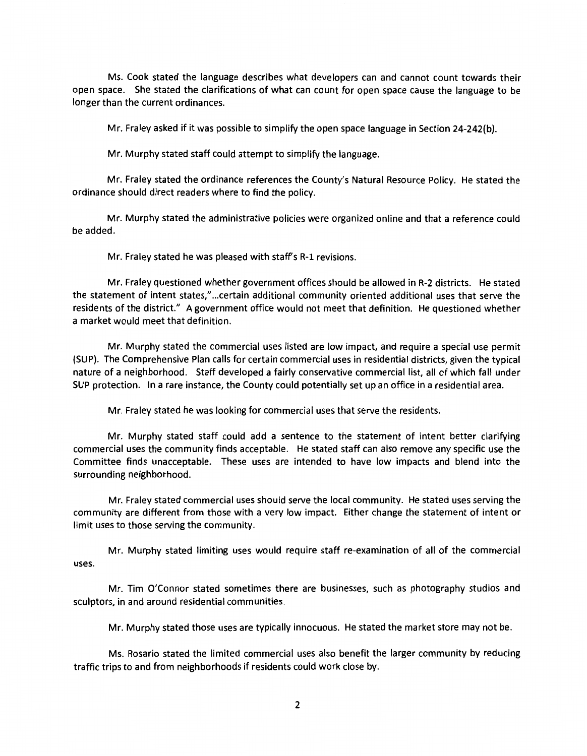Ms. Cook stated the language describes what developers can and cannot count towards their open space. She stated the clarifications of what can count for open space cause the language to be longer than the current ordinances.

Mr. Fraley asked if it was possible to simplify the open space language in Section 24-242(b).

Mr. Murphy stated staff could attempt to simplify the language.

Mr. Fraley stated the ordinance references the County's Natural Resource Policy. He stated the ordinance should direct readers where to find the policy.

Mr. Murphy stated the administrative policies were organized online and that a reference could be added.

Mr. Fraley stated he was pleased with staff's R-1 revisions.

Mr. Fraley questioned whether government offices should be allowed in R-2 districts. He stated the statement of intent states,"...certain additional community oriented additional uses that serve the residents of the district." A government office would not meet that definition. He questioned whether a market would meet that definition.

Mr. Murphy stated the commercial uses listed are low impact, and require a special use permit (SUP). The Comprehensive Plan calls for certain commercial uses in residential districts, given the typical nature of a neighborhood. Staff developed a fairly conservative commercial list, all of which fall under SUP protection. In a rare instance, the County could potentially set up an office in a residential area.

Mr. Fraley stated he was looking for commercial uses that serve the residents.

Mr. Murphy stated staff could add a sentence to the statement of intent better clarifying commercial uses the community finds acceptable. He stated staff can also remove any specific use the Committee finds unacceptable. These uses are intended to have low impacts and blend into the surrounding neighborhood.

Mr. Fraley stated commercial uses should serve the local community. He stated uses serving the community are different from those with a very low impact. Either change the statement of intent or limit uses to those serving the community.

Mr. Murphy stated limiting uses would require staff re-examination of all of the commercial uses.

Mr. Tim O'Connor stated sometimes there are businesses, such as photography studios and sculptors, in and around residential communities.

Mr. Murphy stated those uses are typically innocuous. He stated the market store may not be.

Ms. Rosario stated the limited commercial uses also benefit the larger community by reducing traffic trips to and from neighborhoods if residents could work close by.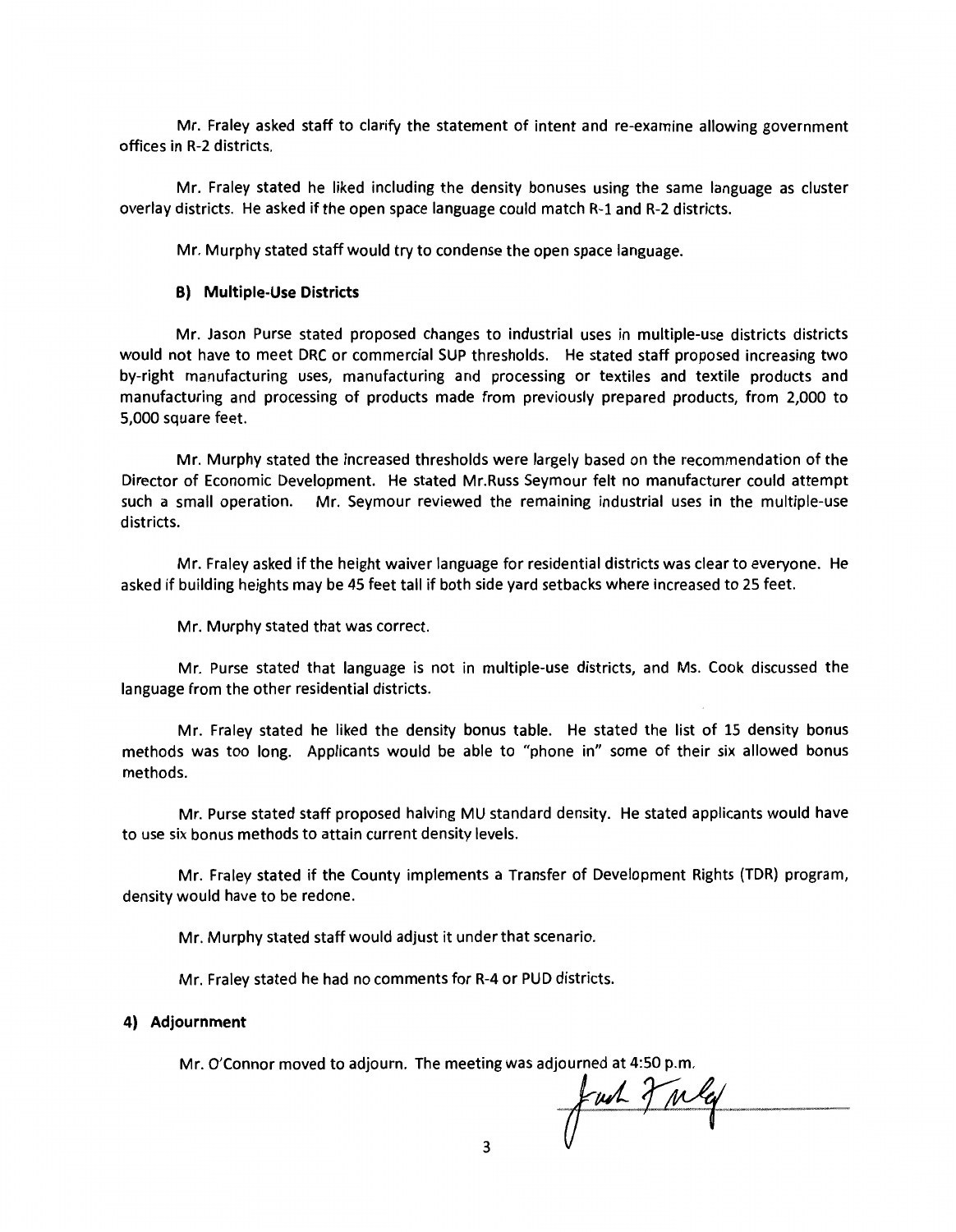Mr. Fraley asked staff to clarify the statement of intent and re-examine allowing government offices in R-2 districts.

Mr. Fraley stated he liked including the density bonuses using the same language as cluster overlay districts. He asked if the open space language could match R-1 and R-2 districts.

Mr. Murphy stated staff would try to condense the open space language.

**B) Multiple-Use Districts**

Mr. Jason Purse stated proposed changes to industrial uses in multiple-use districts districts would not have to meet DRC or commercial SUP thresholds. He stated staff proposed increasing two by-right manufacturing uses, manufacturing and processing or textiles and textile products and manufacturing and processing of products made from previously prepared products, from 2,000 to 5,000 square feet.

Mr. Murphy stated the increased thresholds were largely based on the recommendation of the Director of Economic Development. He stated Mr.Russ Seymour felt no manufacturer could attempt such a small operation. Mr. Seymour reviewed the remaining industrial uses in the multiple-use districts.

Mr. Fraley asked if the height waiver language for residential districts was clear to everyone. He asked if building heights may be 45 feet tall if both side yard setbacks where increased to 25 feet.

Mr. Murphy stated that was correct.

Mr. Purse stated that language is not in multiple-use districts, and Ms. Cook discussed the language from the other residential districts.

Mr. Fraley stated he liked the density bonus table. He stated the list of 15 density bonus methods was too long. Applicants would be able to "phone in" some of their six allowed bonus methods.

Mr. Purse stated staff proposed halving MU standard density. He stated applicants would have to use six bonus methods to attain current density levels.

Mr. Fraley stated if the County implements a Transfer of Development Rights (TDR) program, density would have to be redone.

Mr. Murphy stated staff would adjust it under that scenario.

Mr. Fraley stated he had no comments for R-4 or PUD districts.

**4) Adjournment**

Mr. O'Connor moved to adjourn. The meeting was adjourned at 4:50 p.m.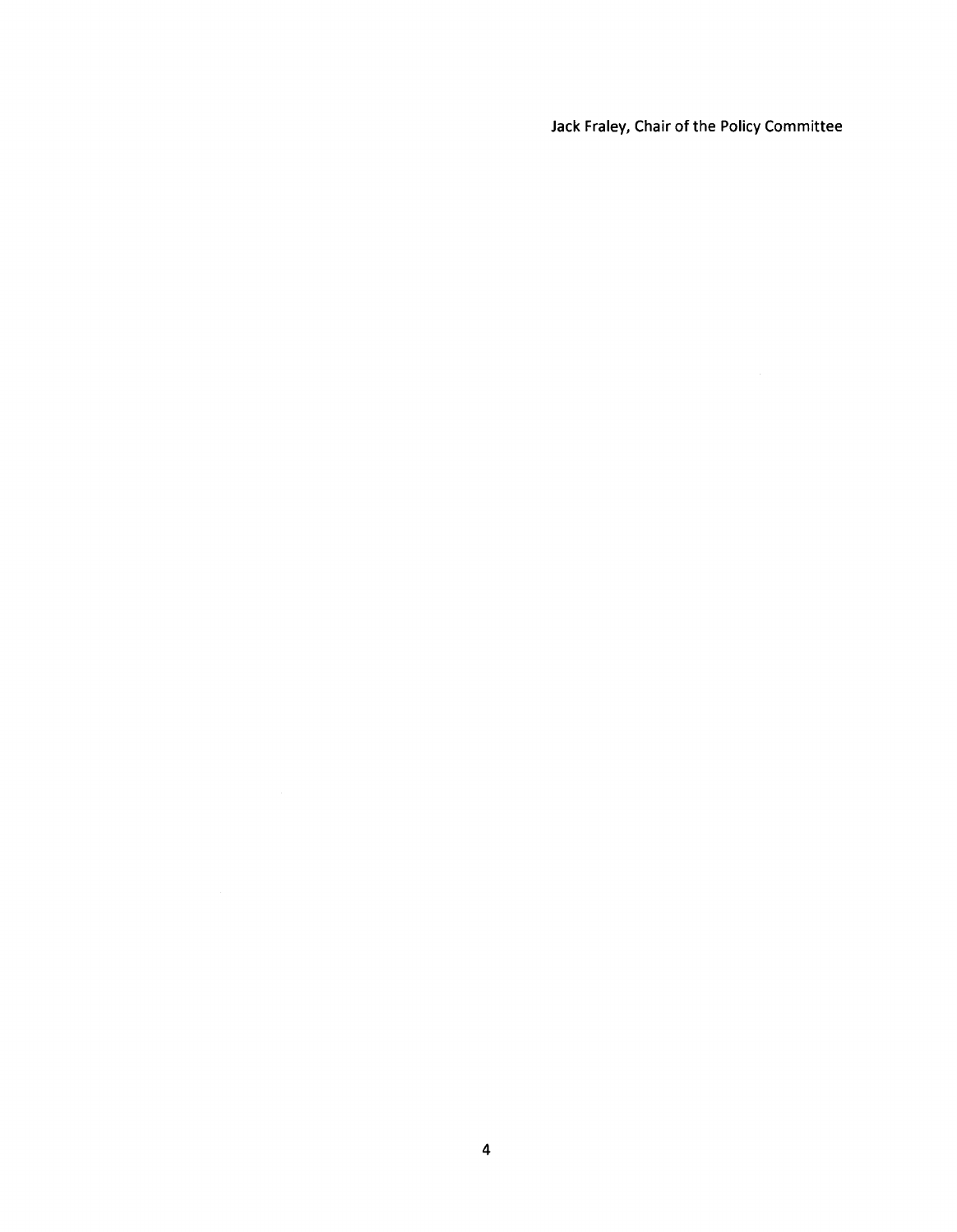Jack Fraley, Chair of the Policy Committee